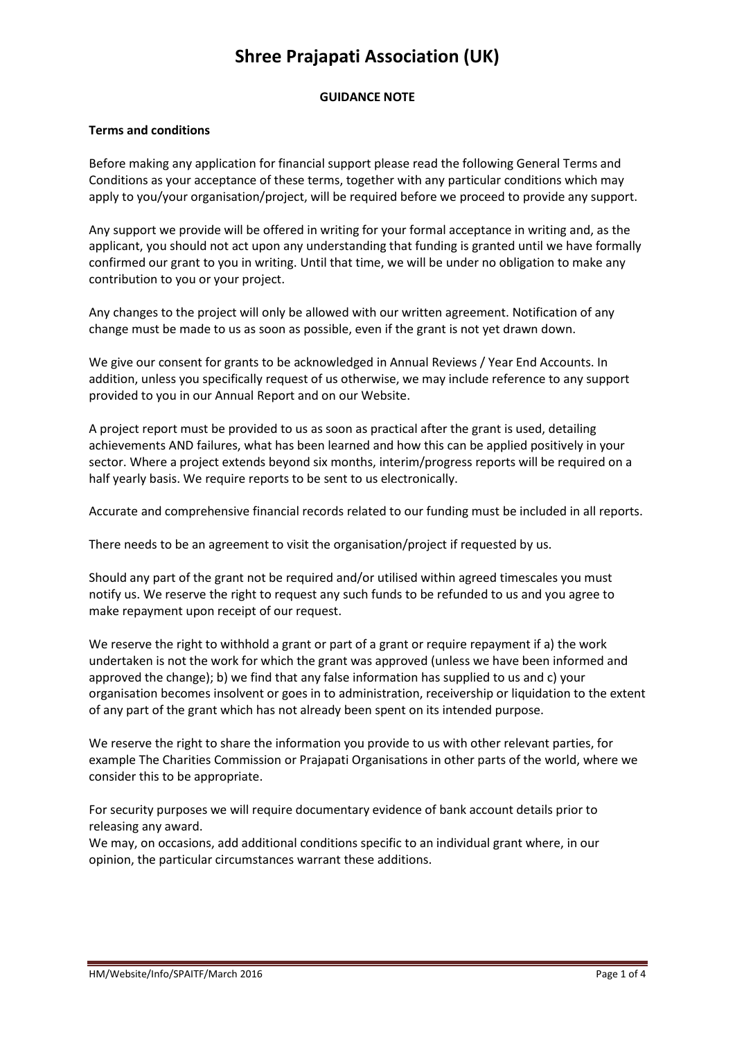# Shree Prajapati Association (UK)

**GUIDANCE NOTE**

**Terms and conditions**

Before making any application for financial support please read the following General Terms and Conditions as your acceptance of these terms, together with any particular conditions which may apply to you/your organisation/project, will be required before we proceed to provide any support.

Any support we provide will be offered in writing for your formal acceptance in writing and, as the applicant, you should not act upon any understanding that funding is granted until we have formally confirmed our grant to you in writing. Until that time, we will be under no obligation to make any contribution to you or your project.

Any changes to the project will only be allowed with our written agreement. Notification of any change must be made to us as soon as possible, even if the grant is not yet drawn down.

We give our consent for grants to be acknowledged in Annual Reviews / Year End Accounts. In addition, unless you specifically request of us otherwise, we may include reference to any support provided to you in our Annual Report and on our Website.

A project report must be provided to us as soon as practical after the grant is used, detailing achievements AND failures, what has been learned and how this can be applied positively in your sector. Where a project extends beyond six months, interim/progress reports will be required on a half yearly basis. We require reports to be sent to us electronically.

Accurate and comprehensive financial records related to our funding must be included in all reports.

There needs to be an agreement to visit the organisation/project if requested by us.

Should any part of the grant not be required and/or utilised within agreed timescales you must notify us. We reserve the right to request any such funds to be refunded to us and you agree to make repayment upon receipt of our request.

We reserve the right to withhold a grant or part of a grant or require repayment if a) the work undertaken is not the work for which the grant was approved (unless we have been informed and approved the change); b) we find that any false information has supplied to us and c) your organisation becomes insolvent or goes in to administration, receivership or liquidation to the extent of any part of the grant which has not already been spent on its intended purpose.

We reserve the right to share the information you provide to us with other relevant parties, for example The Charities Commission or Prajapati Organisations in other parts of the world, where we consider this to be appropriate.

For security purposes we will require documentary evidence of bank account details prior to releasing any award.

We may, on occasions, add additional conditions specific to an individual grant where, in our opinion, the particular circumstances warrant these additions.

HM/Website/Info/SPAITF/March 2016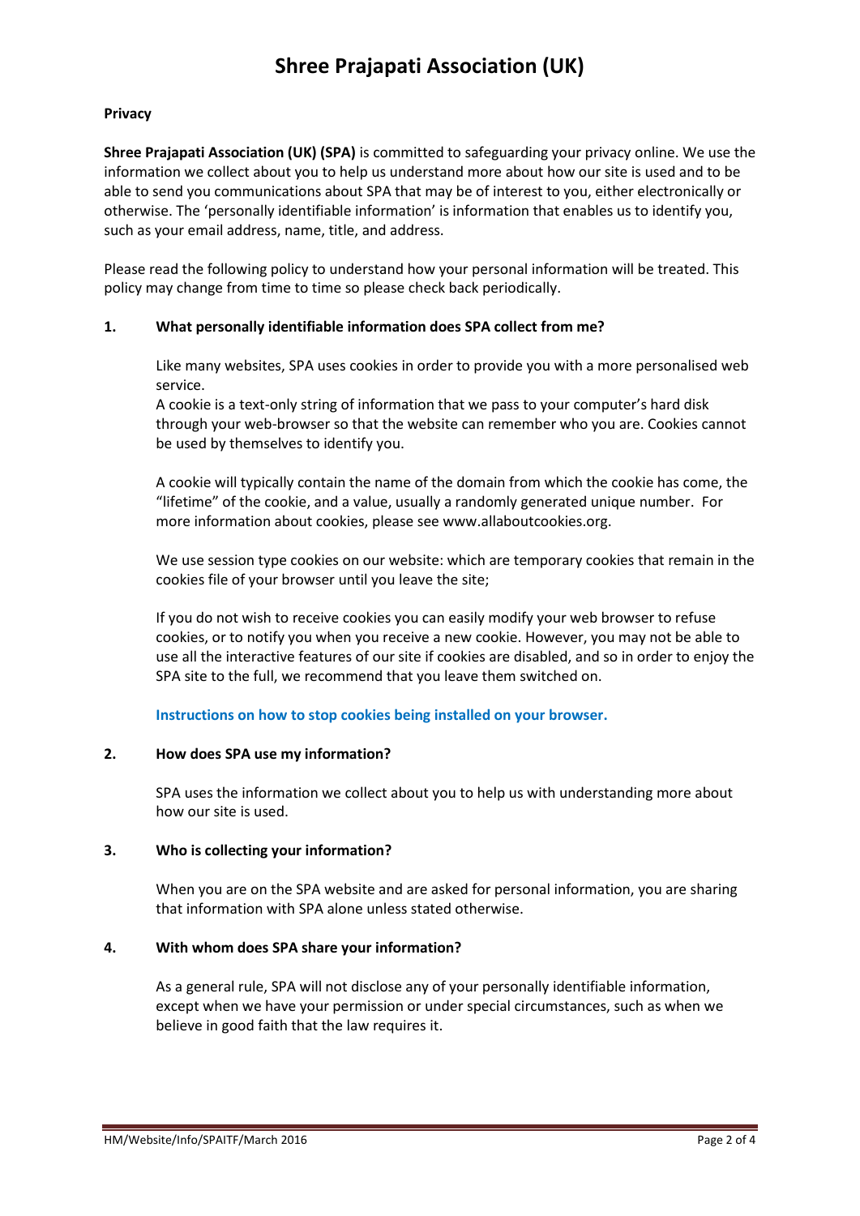# Shree Prajapati Association (UK)

**Privacy**

**Shree Prajapati Association (UK) (SPA)** is committed to safeguarding your privacy online. We use the information we collect about you to help us understand more about how our site is used and to be able to send you communications about SPA that may be of interest to you, either electronically or otherwise. The 'personally identifiable information' is information that enables us to identify you, such as your email address, name, title, and address.

Please read the following policy to understand how your personal information will be treated. This policy may change from time to time so please check back periodically.

**1. What personally identifiable information does SPA collect from me?**

Like many websites, SPA uses cookies in order to provide you with a more personalised web service.
A cookie is a text-only string of information that we pass to your computer's hard disk through your web-browser so that the website can remember who you are. Cookies cannot be used by themselves to identify you.

A cookie will typically contain the name of the domain from which the cookie has come, the "lifetime" of the cookie, and a value, usually a randomly generated unique number. For more information about cookies, please see www.allaboutcookies.org.

We use session type cookies on our website: which are temporary cookies that remain in the cookies file of your browser until you leave the site;

If you do not wish to receive cookies you can easily modify your web browser to refuse cookies, or to notify you when you receive a new cookie. However, you may not be able to use all the interactive features of our site if cookies are disabled, and so in order to enjoy the SPA site to the full, we recommend that you leave them switched on.

**Instructions on how to stop cookies being installed on your browser.**

**2. How does SPA use my information?**

SPA uses the information we collect about you to help us with understanding more about how our site is used.

**3. Who is collecting your information?**

When you are on the SPA website and are asked for personal information, you are sharing that information with SPA alone unless stated otherwise.

**4. With whom does SPA share your information?**

As a general rule, SPA will not disclose any of your personally identifiable information, except when we have your permission or under special circumstances, such as when we believe in good faith that the law requires it.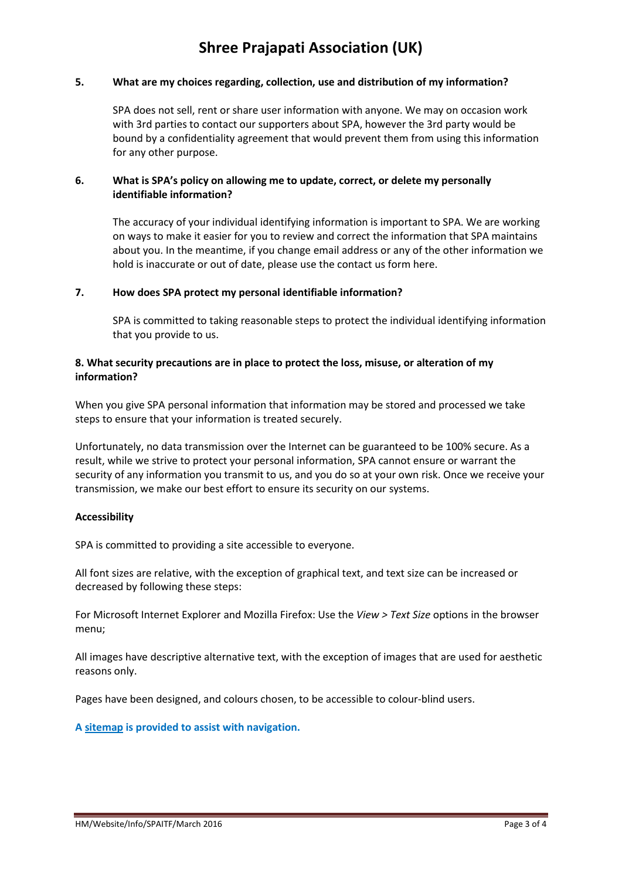## 5. What are my choices regarding, collection, use and distribution of my information?

SPA does not sell, rent or share user information with anyone. We may on occasion work with 3rd parties to contact our supporters about SPA, however the 3rd party would be bound by a confidentiality agreement that would prevent them from using this information for any other purpose.

## 6. What is SPA's policy on allowing me to update, correct, or delete my personally identifiable information?

The accuracy of your individual identifying information is important to SPA. We are working on ways to make it easier for you to review and correct the information that SPA maintains about you. In the meantime, if you change email address or any of the other information we hold is inaccurate or out of date, please use the contact us form here.

## 7. How does SPA protect my personal identifiable information?

SPA is committed to taking reasonable steps to protect the individual identifying information that you provide to us.

## 8. What security precautions are in place to protect the loss, misuse, or alteration of my information?

When you give SPA personal information that information may be stored and processed we take steps to ensure that your information is treated securely.

Unfortunately, no data transmission over the Internet can be guaranteed to be 100% secure. As a result, while we strive to protect your personal information, SPA cannot ensure or warrant the security of any information you transmit to us, and you do so at your own risk. Once we receive your transmission, we make our best effort to ensure its security on our systems.

## Accessibility

SPA is committed to providing a site accessible to everyone.

All font sizes are relative, with the exception of graphical text, and text size can be increased or decreased by following these steps:

For Microsoft Internet Explorer and Mozilla Firefox: Use the *View > Text Size* options in the browser menu;

All images have descriptive alternative text, with the exception of images that are used for aesthetic reasons only.

Pages have been designed, and colours chosen, to be accessible to colour-blind users.

**A sitemap is provided to assist with navigation.**